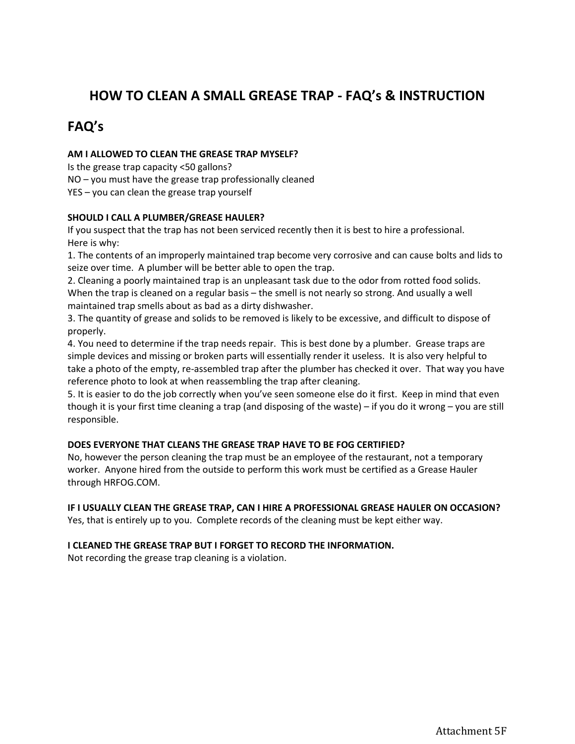# HOW TO CLEAN A SMALL GREASE TRAP - FAQ's & INSTRUCTION

## FAQ's

**AM I ALLOWED TO CLEAN THE GREASE TRAP MYSELF?**

Is the grease trap capacity <50 gallons?
NO – you must have the grease trap professionally cleaned
YES – you can clean the grease trap yourself

**SHOULD I CALL A PLUMBER/GREASE HAULER?**

If you suspect that the trap has not been serviced recently then it is best to hire a professional.
Here is why:

1. The contents of an improperly maintained trap become very corrosive and can cause bolts and lids to seize over time. A plumber will be better able to open the trap.
2. Cleaning a poorly maintained trap is an unpleasant task due to the odor from rotted food solids. When the trap is cleaned on a regular basis – the smell is not nearly so strong. And usually a well maintained trap smells about as bad as a dirty dishwasher.
3. The quantity of grease and solids to be removed is likely to be excessive, and difficult to dispose of properly.
4. You need to determine if the trap needs repair. This is best done by a plumber. Grease traps are simple devices and missing or broken parts will essentially render it useless. It is also very helpful to take a photo of the empty, re-assembled trap after the plumber has checked it over. That way you have reference photo to look at when reassembling the trap after cleaning.
5. It is easier to do the job correctly when you've seen someone else do it first. Keep in mind that even though it is your first time cleaning a trap (and disposing of the waste) – if you do it wrong – you are still responsible.

**DOES EVERYONE THAT CLEANS THE GREASE TRAP HAVE TO BE FOG CERTIFIED?**

No, however the person cleaning the trap must be an employee of the restaurant, not a temporary worker. Anyone hired from the outside to perform this work must be certified as a Grease Hauler through HRFOG.COM.

**IF I USUALLY CLEAN THE GREASE TRAP, CAN I HIRE A PROFESSIONAL GREASE HAULER ON OCCASION?**

Yes, that is entirely up to you. Complete records of the cleaning must be kept either way.

**I CLEANED THE GREASE TRAP BUT I FORGET TO RECORD THE INFORMATION.**

Not recording the grease trap cleaning is a violation.

Attachment 5F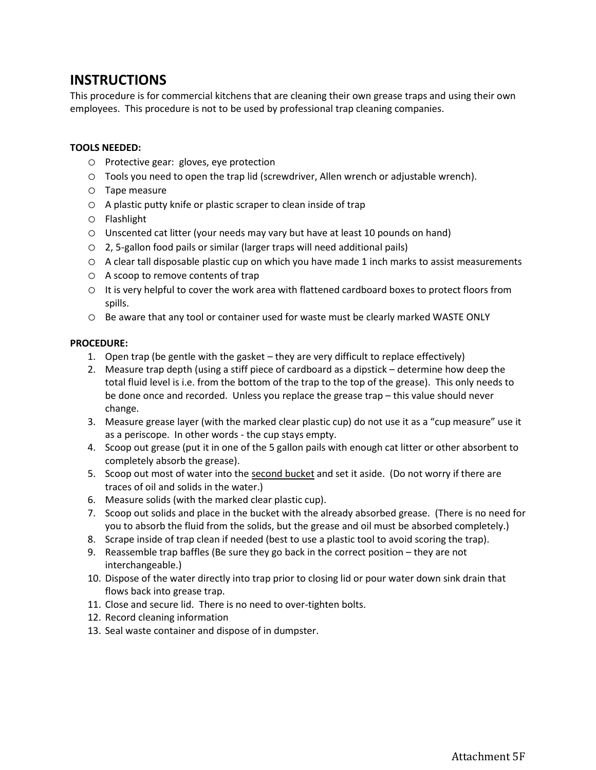# INSTRUCTIONS

This procedure is for commercial kitchens that are cleaning their own grease traps and using their own employees. This procedure is not to be used by professional trap cleaning companies.

**TOOLS NEEDED:**

- Protective gear: gloves, eye protection
- Tools you need to open the trap lid (screwdriver, Allen wrench or adjustable wrench).
- Tape measure
- A plastic putty knife or plastic scraper to clean inside of trap
- Flashlight
- Unscented cat litter (your needs may vary but have at least 10 pounds on hand)
- 2, 5-gallon food pails or similar (larger traps will need additional pails)
- A clear tall disposable plastic cup on which you have made 1 inch marks to assist measurements
- A scoop to remove contents of trap
- It is very helpful to cover the work area with flattened cardboard boxes to protect floors from spills.
- Be aware that any tool or container used for waste must be clearly marked WASTE ONLY

**PROCEDURE:**

1. Open trap (be gentle with the gasket – they are very difficult to replace effectively)
2. Measure trap depth (using a stiff piece of cardboard as a dipstick – determine how deep the total fluid level is i.e. from the bottom of the trap to the top of the grease). This only needs to be done once and recorded. Unless you replace the grease trap – this value should never change.
3. Measure grease layer (with the marked clear plastic cup) do not use it as a "cup measure" use it as a periscope. In other words - the cup stays empty.
4. Scoop out grease (put it in one of the 5 gallon pails with enough cat litter or other absorbent to completely absorb the grease).
5. Scoop out most of water into the <u>second bucket</u> and set it aside. (Do not worry if there are traces of oil and solids in the water.)
6. Measure solids (with the marked clear plastic cup).
7. Scoop out solids and place in the bucket with the already absorbed grease. (There is no need for you to absorb the fluid from the solids, but the grease and oil must be absorbed completely.)
8. Scrape inside of trap clean if needed (best to use a plastic tool to avoid scoring the trap).
9. Reassemble trap baffles (Be sure they go back in the correct position – they are not interchangeable.)
10. Dispose of the water directly into trap prior to closing lid or pour water down sink drain that flows back into grease trap.
11. Close and secure lid. There is no need to over-tighten bolts.
12. Record cleaning information
13. Seal waste container and dispose of in dumpster.

Attachment 5F